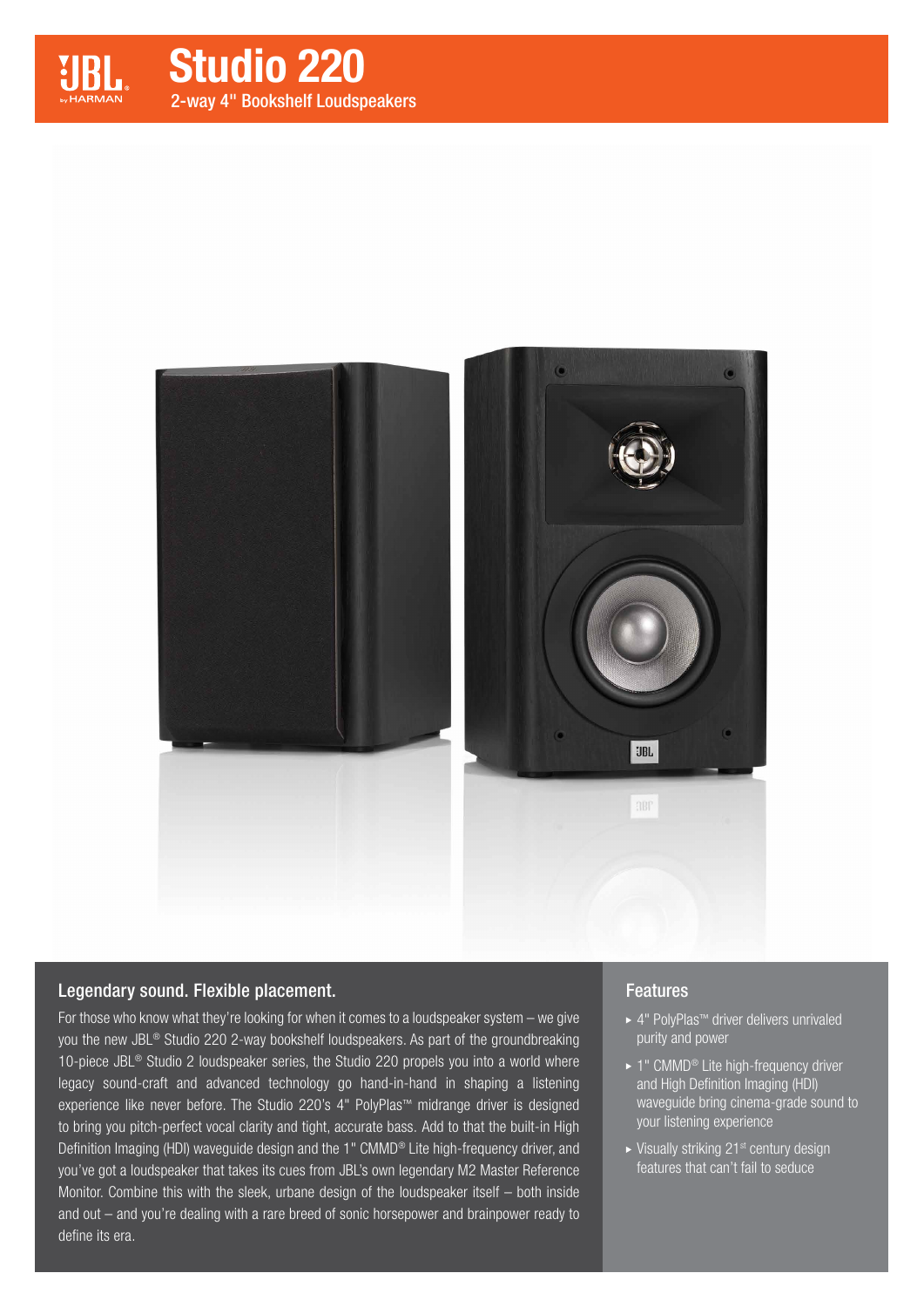# Studio 220

## 2-way 4" Bookshelf Loudspeakers

## Legendary sound. Flexible placement.

For those who know what they're looking for when it comes to a loudspeaker system – we give you the new JBL® Studio 220 2-way bookshelf loudspeakers. As part of the groundbreaking 10-piece JBL® Studio 2 loudspeaker series, the Studio 220 propels you into a world where legacy sound-craft and advanced technology go hand-in-hand in shaping a listening experience like never before. The Studio 220's 4" PolyPlas™ midrange driver is designed to bring you pitch-perfect vocal clarity and tight, accurate bass. Add to that the built-in High Definition Imaging (HDI) waveguide design and the 1" CMMD® Lite high-frequency driver, and you've got a loudspeaker that takes its cues from JBL's own legendary M2 Master Reference Monitor. Combine this with the sleek, urbane design of the loudspeaker itself – both inside and out – and you're dealing with a rare breed of sonic horsepower and brainpower ready to define its era.

## Features

- 4" PolyPlas™ driver delivers unrivaled purity and power
- 1" CMMD® Lite high-frequency driver and High Definition Imaging (HDI) waveguide bring cinema-grade sound to your listening experience
- Visually striking 21st century design features that can't fail to seduce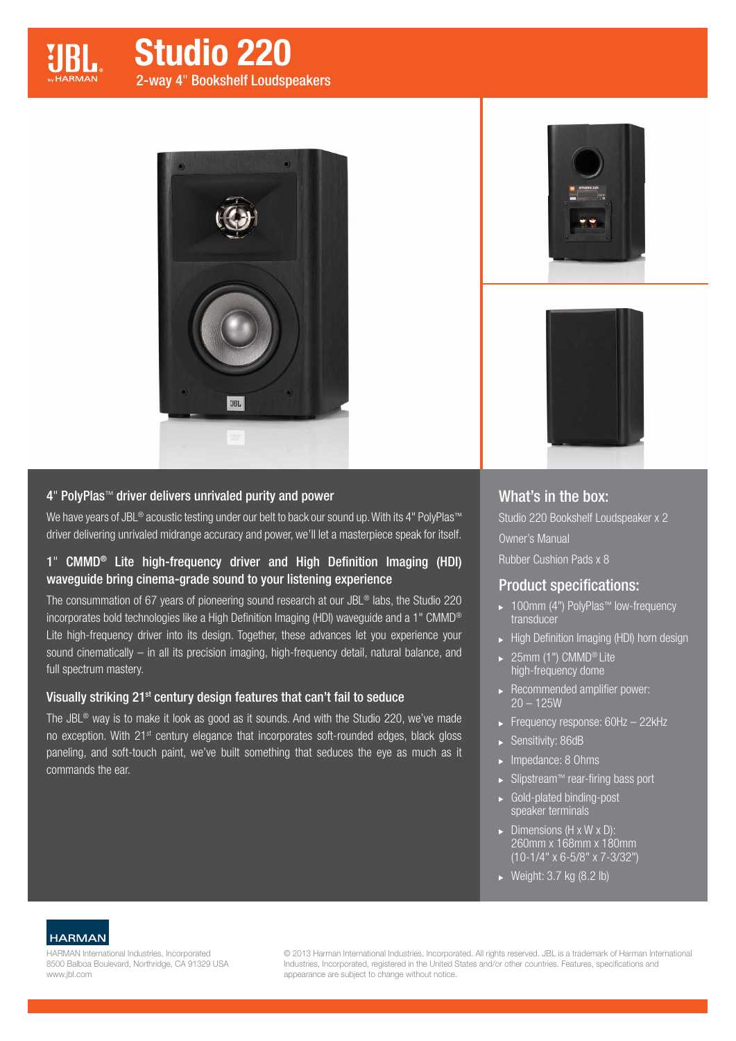# Studio 220

## 2-way 4" Bookshelf Loudspeakers

### 4" PolyPlas™ driver delivers unrivaled purity and power

We have years of JBL® acoustic testing under our belt to back our sound up. With its 4" PolyPlas™ driver delivering unrivaled midrange accuracy and power, we'll let a masterpiece speak for itself.

### 1" CMMD® Lite high-frequency driver and High Definition Imaging (HDI) waveguide bring cinema-grade sound to your listening experience

The consummation of 67 years of pioneering sound research at our JBL® labs, the Studio 220 incorporates bold technologies like a High Definition Imaging (HDI) waveguide and a 1" CMMD® Lite high-frequency driver into its design. Together, these advances let you experience your sound cinematically – in all its precision imaging, high-frequency detail, natural balance, and full spectrum mastery.

### Visually striking 21st century design features that can't fail to seduce

The JBL® way is to make it look as good as it sounds. And with the Studio 220, we've made no exception. With 21st century elegance that incorporates soft-rounded edges, black gloss paneling, and soft-touch paint, we've built something that seduces the eye as much as it commands the ear.

## What's in the box:

Studio 220 Bookshelf Loudspeaker x 2

Owner's Manual

Rubber Cushion Pads x 8

## Product specifications:

- 100mm (4") PolyPlas™ low-frequency transducer
- High Definition Imaging (HDI) horn design
- 25mm (1") CMMD® Lite high-frequency dome
- Recommended amplifier power: 20 – 125W
- Frequency response: 60Hz – 22kHz
- Sensitivity: 86dB
- Impedance: 8 Ohms
- Slipstream™ rear-firing bass port
- Gold-plated binding-post speaker terminals
- Dimensions (H x W x D): 260mm x 168mm x 180mm (10-1/4" x 6-5/8" x 7-3/32")
- Weight: 3.7 kg (8.2 lb)

HARMAN International Industries, Incorporated
8500 Balboa Boulevard, Northridge, CA 91329 USA
www.jbl.com

© 2013 Harman International Industries, Incorporated. All rights reserved. JBL is a trademark of Harman International Industries, Incorporated, registered in the United States and/or other countries. Features, specifications and appearance are subject to change without notice.